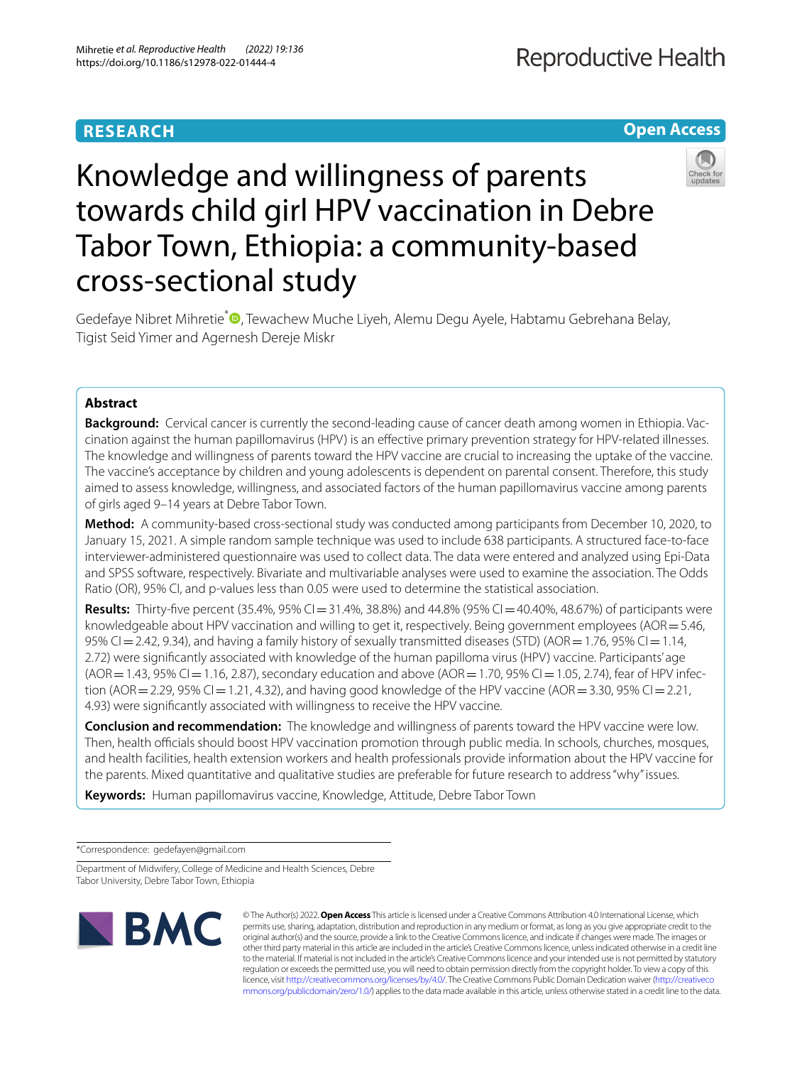**RESEARCH** **Open Access**

# Knowledge and willingness of parents towards child girl HPV vaccination in Debre Tabor Town, Ethiopia: a community-based cross-sectional study

Gedefaye Nibret Mihretie*, Tewachew Muche Liyeh, Alemu Degu Ayele, Habtamu Gebrehana Belay, Tigist Seid Yimer and Agernesh Dereje Miskr

## Abstract

**Background:** Cervical cancer is currently the second-leading cause of cancer death among women in Ethiopia. Vaccination against the human papillomavirus (HPV) is an effective primary prevention strategy for HPV-related illnesses. The knowledge and willingness of parents toward the HPV vaccine are crucial to increasing the uptake of the vaccine. The vaccine's acceptance by children and young adolescents is dependent on parental consent. Therefore, this study aimed to assess knowledge, willingness, and associated factors of the human papillomavirus vaccine among parents of girls aged 9–14 years at Debre Tabor Town.

**Method:** A community-based cross-sectional study was conducted among participants from December 10, 2020, to January 15, 2021. A simple random sample technique was used to include 638 participants. A structured face-to-face interviewer-administered questionnaire was used to collect data. The data were entered and analyzed using Epi-Data and SPSS software, respectively. Bivariate and multivariable analyses were used to examine the association. The Odds Ratio (OR), 95% CI, and p-values less than 0.05 were used to determine the statistical association.

**Results:** Thirty-five percent (35.4%, 95% CI = 31.4%, 38.8%) and 44.8% (95% CI = 40.40%, 48.67%) of participants were knowledgeable about HPV vaccination and willing to get it, respectively. Being government employees (AOR = 5.46, 95% CI = 2.42, 9.34), and having a family history of sexually transmitted diseases (STD) (AOR = 1.76, 95% CI = 1.14, 2.72) were significantly associated with knowledge of the human papilloma virus (HPV) vaccine. Participants' age (AOR = 1.43, 95% CI = 1.16, 2.87), secondary education and above (AOR = 1.70, 95% CI = 1.05, 2.74), fear of HPV infection (AOR = 2.29, 95% CI = 1.21, 4.32), and having good knowledge of the HPV vaccine (AOR = 3.30, 95% CI = 2.21, 4.93) were significantly associated with willingness to receive the HPV vaccine.

**Conclusion and recommendation:** The knowledge and willingness of parents toward the HPV vaccine were low. Then, health officials should boost HPV vaccination promotion through public media. In schools, churches, mosques, and health facilities, health extension workers and health professionals provide information about the HPV vaccine for the parents. Mixed quantitative and qualitative studies are preferable for future research to address "why" issues.

**Keywords:** Human papillomavirus vaccine, Knowledge, Attitude, Debre Tabor Town

*Correspondence: gedefayen@gmail.com

Department of Midwifery, College of Medicine and Health Sciences, Debre Tabor University, Debre Tabor Town, Ethiopia

© The Author(s) 2022. **Open Access** This article is licensed under a Creative Commons Attribution 4.0 International License, which permits use, sharing, adaptation, distribution and reproduction in any medium or format, as long as you give appropriate credit to the original author(s) and the source, provide a link to the Creative Commons licence, and indicate if changes were made. The images or other third party material in this article are included in the article's Creative Commons licence, unless indicated otherwise in a credit line to the material. If material is not included in the article's Creative Commons licence and your intended use is not permitted by statutory regulation or exceeds the permitted use, you will need to obtain permission directly from the copyright holder. To view a copy of this licence, visit http://creativecommons.org/licenses/by/4.0/. The Creative Commons Public Domain Dedication waiver (http://creativecommons.org/publicdomain/zero/1.0/) applies to the data made available in this article, unless otherwise stated in a credit line to the data.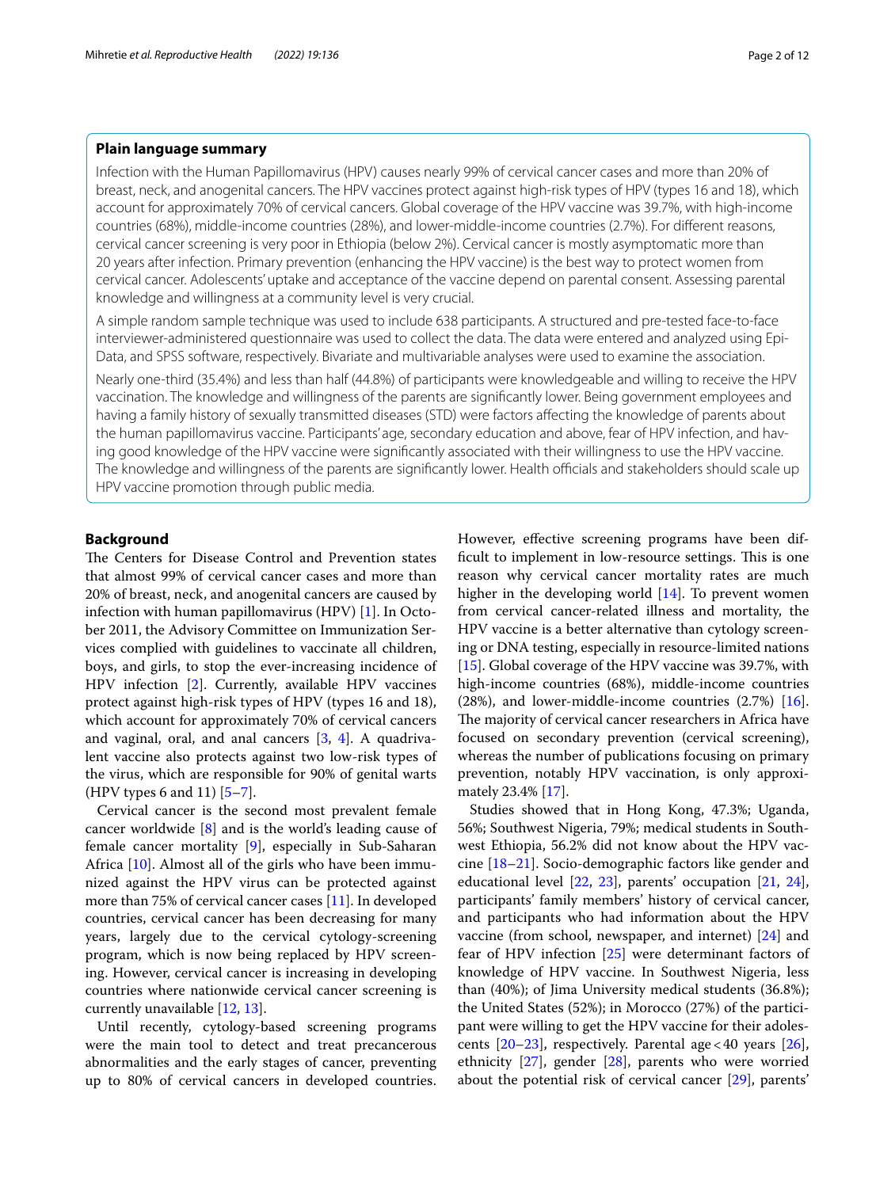## Plain language summary

Infection with the Human Papillomavirus (HPV) causes nearly 99% of cervical cancer cases and more than 20% of breast, neck, and anogenital cancers. The HPV vaccines protect against high-risk types of HPV (types 16 and 18), which account for approximately 70% of cervical cancers. Global coverage of the HPV vaccine was 39.7%, with high-income countries (68%), middle-income countries (28%), and lower-middle-income countries (2.7%). For different reasons, cervical cancer screening is very poor in Ethiopia (below 2%). Cervical cancer is mostly asymptomatic more than 20 years after infection. Primary prevention (enhancing the HPV vaccine) is the best way to protect women from cervical cancer. Adolescents' uptake and acceptance of the vaccine depend on parental consent. Assessing parental knowledge and willingness at a community level is very crucial.

A simple random sample technique was used to include 638 participants. A structured and pre-tested face-to-face interviewer-administered questionnaire was used to collect the data. The data were entered and analyzed using Epi-Data, and SPSS software, respectively. Bivariate and multivariable analyses were used to examine the association.

Nearly one-third (35.4%) and less than half (44.8%) of participants were knowledgeable and willing to receive the HPV vaccination. The knowledge and willingness of the parents are significantly lower. Being government employees and having a family history of sexually transmitted diseases (STD) were factors affecting the knowledge of parents about the human papillomavirus vaccine. Participants' age, secondary education and above, fear of HPV infection, and having good knowledge of the HPV vaccine were significantly associated with their willingness to use the HPV vaccine. The knowledge and willingness of the parents are significantly lower. Health officials and stakeholders should scale up HPV vaccine promotion through public media.

## Background

The Centers for Disease Control and Prevention states that almost 99% of cervical cancer cases and more than 20% of breast, neck, and anogenital cancers are caused by infection with human papillomavirus (HPV) [1]. In October 2011, the Advisory Committee on Immunization Services complied with guidelines to vaccinate all children, boys, and girls, to stop the ever-increasing incidence of HPV infection [2]. Currently, available HPV vaccines protect against high-risk types of HPV (types 16 and 18), which account for approximately 70% of cervical cancers and vaginal, oral, and anal cancers [3, 4]. A quadrivalent vaccine also protects against two low-risk types of the virus, which are responsible for 90% of genital warts (HPV types 6 and 11) [5–7].

Cervical cancer is the second most prevalent female cancer worldwide [8] and is the world's leading cause of female cancer mortality [9], especially in Sub-Saharan Africa [10]. Almost all of the girls who have been immunized against the HPV virus can be protected against more than 75% of cervical cancer cases [11]. In developed countries, cervical cancer has been decreasing for many years, largely due to the cervical cytology-screening program, which is now being replaced by HPV screening. However, cervical cancer is increasing in developing countries where nationwide cervical cancer screening is currently unavailable [12, 13].

Until recently, cytology-based screening programs were the main tool to detect and treat precancerous abnormalities and the early stages of cancer, preventing up to 80% of cervical cancers in developed countries. However, effective screening programs have been difficult to implement in low-resource settings. This is one reason why cervical cancer mortality rates are much higher in the developing world [14]. To prevent women from cervical cancer-related illness and mortality, the HPV vaccine is a better alternative than cytology screening or DNA testing, especially in resource-limited nations [15]. Global coverage of the HPV vaccine was 39.7%, with high-income countries (68%), middle-income countries (28%), and lower-middle-income countries (2.7%) [16]. The majority of cervical cancer researchers in Africa have focused on secondary prevention (cervical screening), whereas the number of publications focusing on primary prevention, notably HPV vaccination, is only approximately 23.4% [17].

Studies showed that in Hong Kong, 47.3%; Uganda, 56%; Southwest Nigeria, 79%; medical students in Southwest Ethiopia, 56.2% did not know about the HPV vaccine [18–21]. Socio-demographic factors like gender and educational level [22, 23], parents' occupation [21, 24], participants' family members' history of cervical cancer, and participants who had information about the HPV vaccine (from school, newspaper, and internet) [24] and fear of HPV infection [25] were determinant factors of knowledge of HPV vaccine. In Southwest Nigeria, less than (40%); of Jima University medical students (36.8%); the United States (52%); in Morocco (27%) of the participant were willing to get the HPV vaccine for their adolescents [20–23], respectively. Parental age < 40 years [26], ethnicity [27], gender [28], parents who were worried about the potential risk of cervical cancer [29], parents'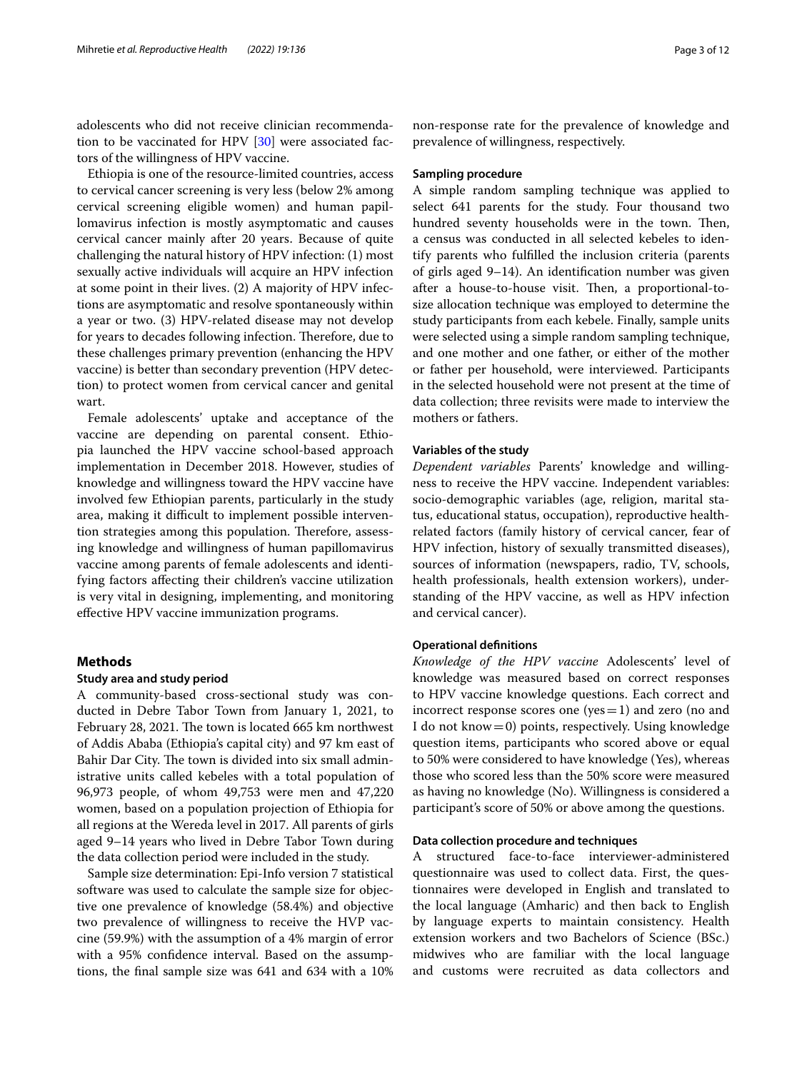adolescents who did not receive clinician recommendation to be vaccinated for HPV [30] were associated factors of the willingness of HPV vaccine.

Ethiopia is one of the resource-limited countries, access to cervical cancer screening is very less (below 2% among cervical screening eligible women) and human papillomavirus infection is mostly asymptomatic and causes cervical cancer mainly after 20 years. Because of quite challenging the natural history of HPV infection: (1) most sexually active individuals will acquire an HPV infection at some point in their lives. (2) A majority of HPV infections are asymptomatic and resolve spontaneously within a year or two. (3) HPV-related disease may not develop for years to decades following infection. Therefore, due to these challenges primary prevention (enhancing the HPV vaccine) is better than secondary prevention (HPV detection) to protect women from cervical cancer and genital wart.

Female adolescents' uptake and acceptance of the vaccine are depending on parental consent. Ethiopia launched the HPV vaccine school-based approach implementation in December 2018. However, studies of knowledge and willingness toward the HPV vaccine have involved few Ethiopian parents, particularly in the study area, making it difficult to implement possible intervention strategies among this population. Therefore, assessing knowledge and willingness of human papillomavirus vaccine among parents of female adolescents and identifying factors affecting their children's vaccine utilization is very vital in designing, implementing, and monitoring effective HPV vaccine immunization programs.

## Methods

### Study area and study period

A community-based cross-sectional study was conducted in Debre Tabor Town from January 1, 2021, to February 28, 2021. The town is located 665 km northwest of Addis Ababa (Ethiopia's capital city) and 97 km east of Bahir Dar City. The town is divided into six small administrative units called kebeles with a total population of 96,973 people, of whom 49,753 were men and 47,220 women, based on a population projection of Ethiopia for all regions at the Wereda level in 2017. All parents of girls aged 9–14 years who lived in Debre Tabor Town during the data collection period were included in the study.

Sample size determination: Epi-Info version 7 statistical software was used to calculate the sample size for objective one prevalence of knowledge (58.4%) and objective two prevalence of willingness to receive the HVP vaccine (59.9%) with the assumption of a 4% margin of error with a 95% confidence interval. Based on the assumptions, the final sample size was 641 and 634 with a 10% non-response rate for the prevalence of knowledge and prevalence of willingness, respectively.

### Sampling procedure

A simple random sampling technique was applied to select 641 parents for the study. Four thousand two hundred seventy households were in the town. Then, a census was conducted in all selected kebeles to identify parents who fulfilled the inclusion criteria (parents of girls aged 9–14). An identification number was given after a house-to-house visit. Then, a proportional-to-size allocation technique was employed to determine the study participants from each kebele. Finally, sample units were selected using a simple random sampling technique, and one mother and one father, or either of the mother or father per household, were interviewed. Participants in the selected household were not present at the time of data collection; three revisits were made to interview the mothers or fathers.

### Variables of the study

*Dependent variables* Parents' knowledge and willingness to receive the HPV vaccine. Independent variables: socio-demographic variables (age, religion, marital status, educational status, occupation), reproductive health-related factors (family history of cervical cancer, fear of HPV infection, history of sexually transmitted diseases), sources of information (newspapers, radio, TV, schools, health professionals, health extension workers), understanding of the HPV vaccine, as well as HPV infection and cervical cancer).

### Operational definitions

*Knowledge of the HPV vaccine* Adolescents' level of knowledge was measured based on correct responses to HPV vaccine knowledge questions. Each correct and incorrect response scores one (yes = 1) and zero (no and I do not know = 0) points, respectively. Using knowledge question items, participants who scored above or equal to 50% were considered to have knowledge (Yes), whereas those who scored less than the 50% score were measured as having no knowledge (No). Willingness is considered a participant's score of 50% or above among the questions.

### Data collection procedure and techniques

A structured face-to-face interviewer-administered questionnaire was used to collect data. First, the questionnaires were developed in English and translated to the local language (Amharic) and then back to English by language experts to maintain consistency. Health extension workers and two Bachelors of Science (BSc.) midwives who are familiar with the local language and customs were recruited as data collectors and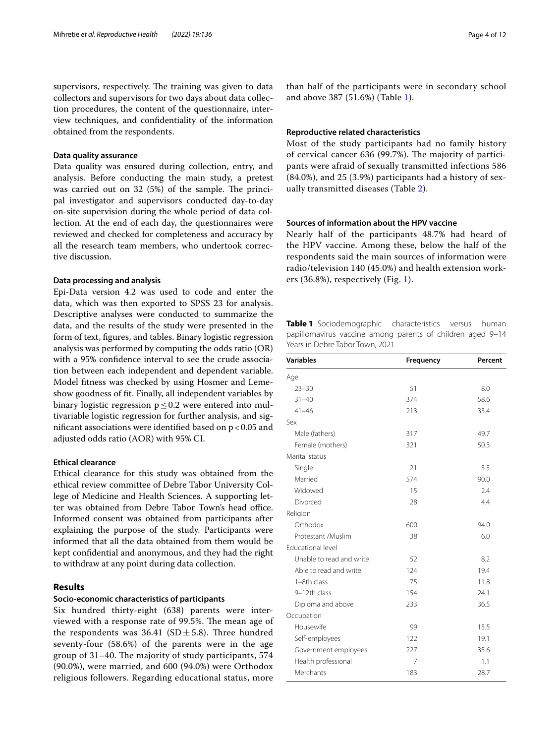supervisors, respectively. The training was given to data collectors and supervisors for two days about data collection procedures, the content of the questionnaire, interview techniques, and confidentiality of the information obtained from the respondents.

### Data quality assurance

Data quality was ensured during collection, entry, and analysis. Before conducting the main study, a pretest was carried out on 32 (5%) of the sample. The principal investigator and supervisors conducted day-to-day on-site supervision during the whole period of data collection. At the end of each day, the questionnaires were reviewed and checked for completeness and accuracy by all the research team members, who undertook corrective discussion.

### Data processing and analysis

Epi-Data version 4.2 was used to code and enter the data, which was then exported to SPSS 23 for analysis. Descriptive analyses were conducted to summarize the data, and the results of the study were presented in the form of text, figures, and tables. Binary logistic regression analysis was performed by computing the odds ratio (OR) with a 95% confidence interval to see the crude association between each independent and dependent variable. Model fitness was checked by using Hosmer and Lemeshow goodness of fit. Finally, all independent variables by binary logistic regression $p \leq 0.2$ were entered into multivariable logistic regression for further analysis, and significant associations were identified based on $p < 0.05$ and adjusted odds ratio (AOR) with 95% CI.

### Ethical clearance

Ethical clearance for this study was obtained from the ethical review committee of Debre Tabor University College of Medicine and Health Sciences. A supporting letter was obtained from Debre Tabor Town's head office. Informed consent was obtained from participants after explaining the purpose of the study. Participants were informed that all the data obtained from them would be kept confidential and anonymous, and they had the right to withdraw at any point during data collection.

## Results

### Socio-economic characteristics of participants

Six hundred thirty-eight (638) parents were interviewed with a response rate of 99.5%. The mean age of the respondents was 36.41 (SD ± 5.8). Three hundred seventy-four (58.6%) of the parents were in the age group of 31–40. The majority of study participants, 574 (90.0%), were married, and 600 (94.0%) were Orthodox religious followers. Regarding educational status, more than half of the participants were in secondary school and above 387 (51.6%) (Table 1).

### Reproductive related characteristics

Most of the study participants had no family history of cervical cancer 636 (99.7%). The majority of participants were afraid of sexually transmitted infections 586 (84.0%), and 25 (3.9%) participants had a history of sexually transmitted diseases (Table 2).

### Sources of information about the HPV vaccine

Nearly half of the participants 48.7% had heard of the HPV vaccine. Among these, below the half of the respondents said the main sources of information were radio/television 140 (45.0%) and health extension workers (36.8%), respectively (Fig. 1).

**Table 1** Sociodemographic characteristics versus human papillomavirus vaccine among parents of children aged 9–14 Years in Debre Tabor Town, 2021

| Variables | Frequency | Percent |
|---|---|---|
| Age | | |
| 23–30 | 51 | 8.0 |
| 31–40 | 374 | 58.6 |
| 41–46 | 213 | 33.4 |
| Sex | | |
| Male (fathers) | 317 | 49.7 |
| Female (mothers) | 321 | 50.3 |
| Marital status | | |
| Single | 21 | 3.3 |
| Married | 574 | 90.0 |
| Widowed | 15 | 2.4 |
| Divorced | 28 | 4.4 |
| Religion | | |
| Orthodox | 600 | 94.0 |
| Protestant /Muslim | 38 | 6.0 |
| Educational level | | |
| Unable to read and write | 52 | 8.2 |
| Able to read and write | 124 | 19.4 |
| 1–8th class | 75 | 11.8 |
| 9–12th class | 154 | 24.1 |
| Diploma and above | 233 | 36.5 |
| Occupation | | |
| Housewife | 99 | 15.5 |
| Self-employees | 122 | 19.1 |
| Government employees | 227 | 35.6 |
| Health professional | 7 | 1.1 |
| Merchants | 183 | 28.7 |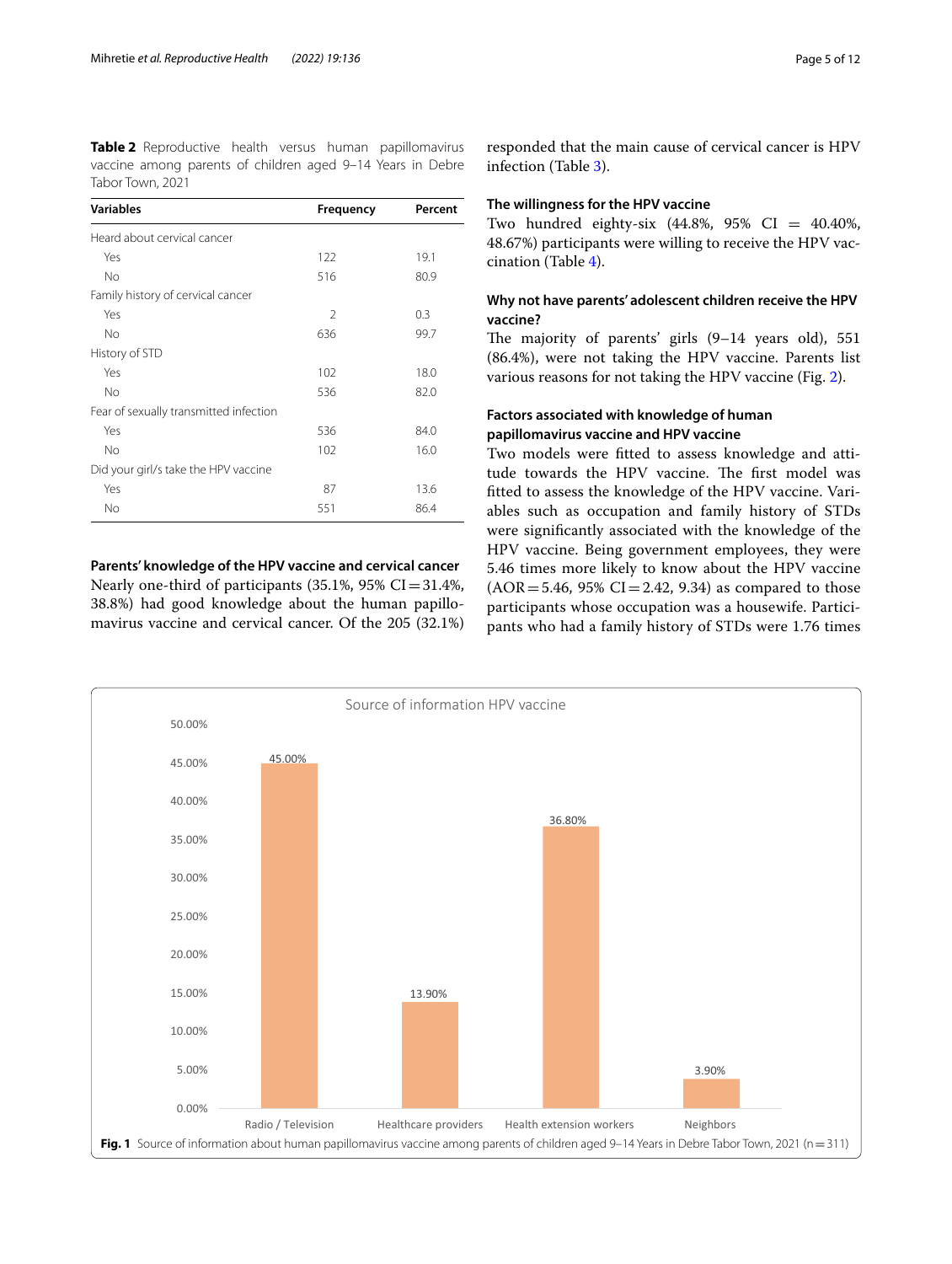**Table 2** Reproductive health versus human papillomavirus vaccine among parents of children aged 9–14 Years in Debre Tabor Town, 2021

| Variables | Frequency | Percent |
|---|---|---|
| Heard about cervical cancer | | |
| Yes | 122 | 19.1 |
| No | 516 | 80.9 |
| Family history of cervical cancer | | |
| Yes | 2 | 0.3 |
| No | 636 | 99.7 |
| History of STD | | |
| Yes | 102 | 18.0 |
| No | 536 | 82.0 |
| Fear of sexually transmitted infection | | |
| Yes | 536 | 84.0 |
| No | 102 | 16.0 |
| Did your girl/s take the HPV vaccine | | |
| Yes | 87 | 13.6 |
| No | 551 | 86.4 |

### Parents' knowledge of the HPV vaccine and cervical cancer

Nearly one-third of participants (35.1%, 95% CI = 31.4%, 38.8%) had good knowledge about the human papillomavirus vaccine and cervical cancer. Of the 205 (32.1%) responded that the main cause of cervical cancer is HPV infection (Table 3).

### The willingness for the HPV vaccine

Two hundred eighty-six (44.8%, 95% CI = 40.40%, 48.67%) participants were willing to receive the HPV vaccination (Table 4).

### Why not have parents' adolescent children receive the HPV vaccine?

The majority of parents' girls (9–14 years old), 551 (86.4%), were not taking the HPV vaccine. Parents list various reasons for not taking the HPV vaccine (Fig. 2).

### Factors associated with knowledge of human papillomavirus vaccine and HPV vaccine

Two models were fitted to assess knowledge and attitude towards the HPV vaccine. The first model was fitted to assess the knowledge of the HPV vaccine. Variables such as occupation and family history of STDs were significantly associated with the knowledge of the HPV vaccine. Being government employees, they were 5.46 times more likely to know about the HPV vaccine (AOR = 5.46, 95% CI = 2.42, 9.34) as compared to those participants whose occupation was a housewife. Participants who had a family history of STDs were 1.76 times

Source of information HPV vaccine

| Source | Percent |
|---|---|
| Radio / Television | 45.00% |
| Healthcare providers | 13.90% |
| Health extension workers | 36.80% |
| Neighbors | 3.90% |

**Fig. 1** Source of information about human papillomavirus vaccine among parents of children aged 9–14 Years in Debre Tabor Town, 2021 (n = 311)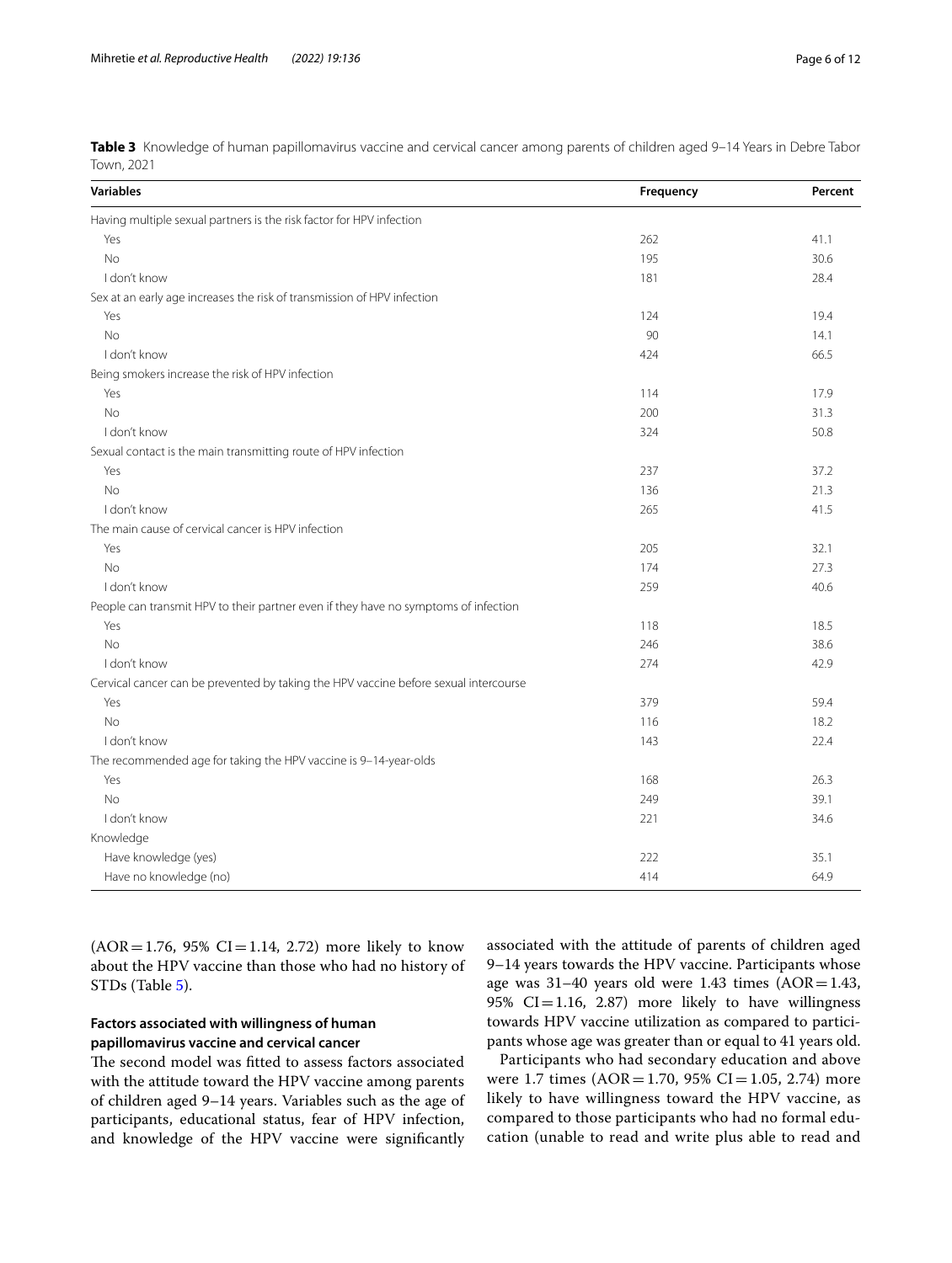**Table 3** Knowledge of human papillomavirus vaccine and cervical cancer among parents of children aged 9–14 Years in Debre Tabor Town, 2021

| Variables | Frequency | Percent |
|---|---|---|
| Having multiple sexual partners is the risk factor for HPV infection | | |
| Yes | 262 | 41.1 |
| No | 195 | 30.6 |
| I don't know | 181 | 28.4 |
| Sex at an early age increases the risk of transmission of HPV infection | | |
| Yes | 124 | 19.4 |
| No | 90 | 14.1 |
| I don't know | 424 | 66.5 |
| Being smokers increase the risk of HPV infection | | |
| Yes | 114 | 17.9 |
| No | 200 | 31.3 |
| I don't know | 324 | 50.8 |
| Sexual contact is the main transmitting route of HPV infection | | |
| Yes | 237 | 37.2 |
| No | 136 | 21.3 |
| I don't know | 265 | 41.5 |
| The main cause of cervical cancer is HPV infection | | |
| Yes | 205 | 32.1 |
| No | 174 | 27.3 |
| I don't know | 259 | 40.6 |
| People can transmit HPV to their partner even if they have no symptoms of infection | | |
| Yes | 118 | 18.5 |
| No | 246 | 38.6 |
| I don't know | 274 | 42.9 |
| Cervical cancer can be prevented by taking the HPV vaccine before sexual intercourse | | |
| Yes | 379 | 59.4 |
| No | 116 | 18.2 |
| I don't know | 143 | 22.4 |
| The recommended age for taking the HPV vaccine is 9–14-year-olds | | |
| Yes | 168 | 26.3 |
| No | 249 | 39.1 |
| I don't know | 221 | 34.6 |
| Knowledge | | |
| Have knowledge (yes) | 222 | 35.1 |
| Have no knowledge (no) | 414 | 64.9 |

(AOR = 1.76, 95% CI = 1.14, 2.72) more likely to know about the HPV vaccine than those who had no history of STDs (Table 5).

### Factors associated with willingness of human papillomavirus vaccine and cervical cancer

The second model was fitted to assess factors associated with the attitude toward the HPV vaccine among parents of children aged 9–14 years. Variables such as the age of participants, educational status, fear of HPV infection, and knowledge of the HPV vaccine were significantly associated with the attitude of parents of children aged 9–14 years towards the HPV vaccine. Participants whose age was 31–40 years old were 1.43 times (AOR = 1.43, 95% CI = 1.16, 2.87) more likely to have willingness towards HPV vaccine utilization as compared to participants whose age was greater than or equal to 41 years old.

Participants who had secondary education and above were 1.7 times (AOR = 1.70, 95% CI = 1.05, 2.74) more likely to have willingness toward the HPV vaccine, as compared to those participants who had no formal education (unable to read and write plus able to read and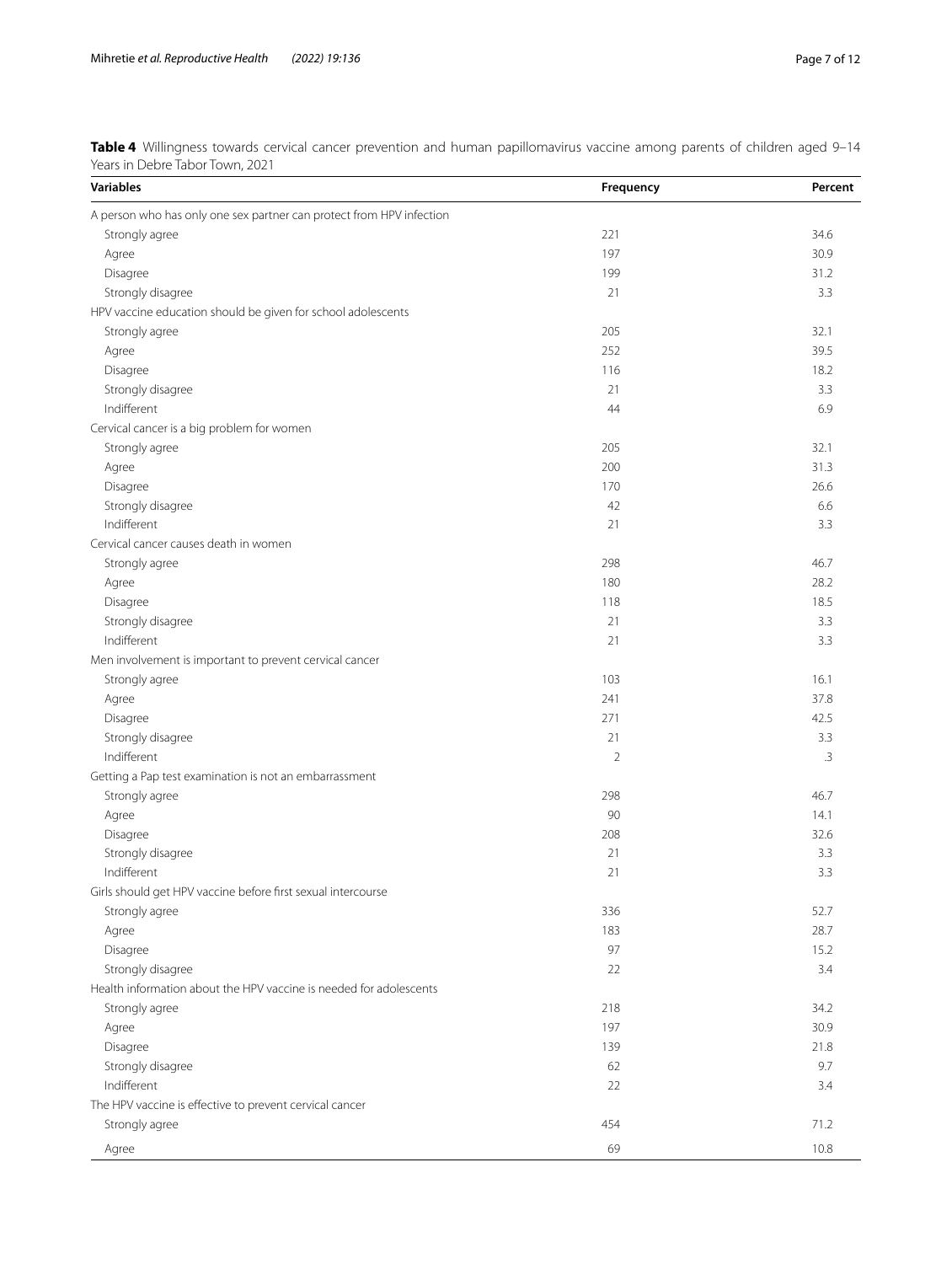**Table 4** Willingness towards cervical cancer prevention and human papillomavirus vaccine among parents of children aged 9–14 Years in Debre Tabor Town, 2021

| Variables | Frequency | Percent |
|---|---|---|
| A person who has only one sex partner can protect from HPV infection | | |
| Strongly agree | 221 | 34.6 |
| Agree | 197 | 30.9 |
| Disagree | 199 | 31.2 |
| Strongly disagree | 21 | 3.3 |
| HPV vaccine education should be given for school adolescents | | |
| Strongly agree | 205 | 32.1 |
| Agree | 252 | 39.5 |
| Disagree | 116 | 18.2 |
| Strongly disagree | 21 | 3.3 |
| Indifferent | 44 | 6.9 |
| Cervical cancer is a big problem for women | | |
| Strongly agree | 205 | 32.1 |
| Agree | 200 | 31.3 |
| Disagree | 170 | 26.6 |
| Strongly disagree | 42 | 6.6 |
| Indifferent | 21 | 3.3 |
| Cervical cancer causes death in women | | |
| Strongly agree | 298 | 46.7 |
| Agree | 180 | 28.2 |
| Disagree | 118 | 18.5 |
| Strongly disagree | 21 | 3.3 |
| Indifferent | 21 | 3.3 |
| Men involvement is important to prevent cervical cancer | | |
| Strongly agree | 103 | 16.1 |
| Agree | 241 | 37.8 |
| Disagree | 271 | 42.5 |
| Strongly disagree | 21 | 3.3 |
| Indifferent | 2 | .3 |
| Getting a Pap test examination is not an embarrassment | | |
| Strongly agree | 298 | 46.7 |
| Agree | 90 | 14.1 |
| Disagree | 208 | 32.6 |
| Strongly disagree | 21 | 3.3 |
| Indifferent | 21 | 3.3 |
| Girls should get HPV vaccine before first sexual intercourse | | |
| Strongly agree | 336 | 52.7 |
| Agree | 183 | 28.7 |
| Disagree | 97 | 15.2 |
| Strongly disagree | 22 | 3.4 |
| Health information about the HPV vaccine is needed for adolescents | | |
| Strongly agree | 218 | 34.2 |
| Agree | 197 | 30.9 |
| Disagree | 139 | 21.8 |
| Strongly disagree | 62 | 9.7 |
| Indifferent | 22 | 3.4 |
| The HPV vaccine is effective to prevent cervical cancer | | |
| Strongly agree | 454 | 71.2 |
| Agree | 69 | 10.8 |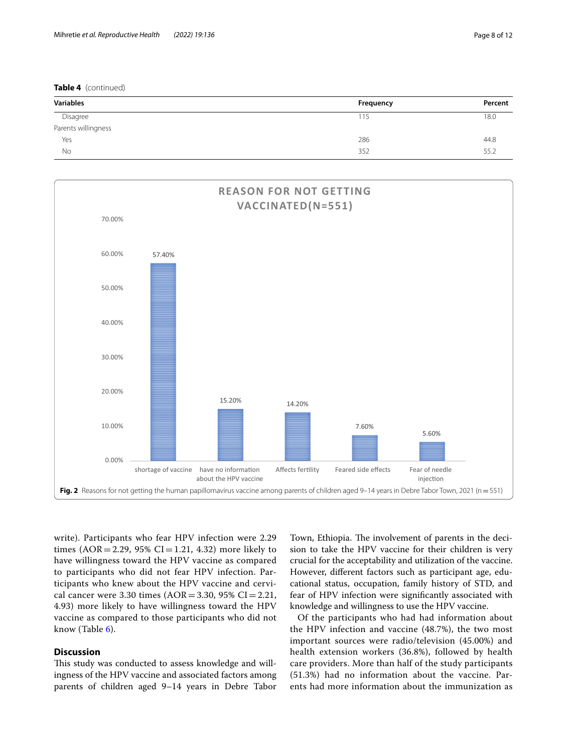**Table 4** (continued)

| Variables | Frequency | Percent |
|---|---|---|
| Disagree | 115 | 18.0 |
| Parents willingness | | |
| Yes | 286 | 44.8 |
| No | 352 | 55.2 |

**Fig. 2** Reasons for not getting the human papillomavirus vaccine among parents of children aged 9–14 years in Debre Tabor Town, 2021 (n = 551)

write). Participants who fear HPV infection were 2.29 times (AOR = 2.29, 95% CI = 1.21, 4.32) more likely to have willingness toward the HPV vaccine as compared to participants who did not fear HPV infection. Participants who knew about the HPV vaccine and cervical cancer were 3.30 times (AOR = 3.30, 95% CI = 2.21, 4.93) more likely to have willingness toward the HPV vaccine as compared to those participants who did not know (Table 6).

## Discussion

This study was conducted to assess knowledge and willingness of the HPV vaccine and associated factors among parents of children aged 9–14 years in Debre Tabor Town, Ethiopia. The involvement of parents in the decision to take the HPV vaccine for their children is very crucial for the acceptability and utilization of the vaccine. However, different factors such as participant age, educational status, occupation, family history of STD, and fear of HPV infection were significantly associated with knowledge and willingness to use the HPV vaccine.

Of the participants who had had information about the HPV infection and vaccine (48.7%), the two most important sources were radio/television (45.00%) and health extension workers (36.8%), followed by health care providers. More than half of the study participants (51.3%) had no information about the vaccine. Parents had more information about the immunization as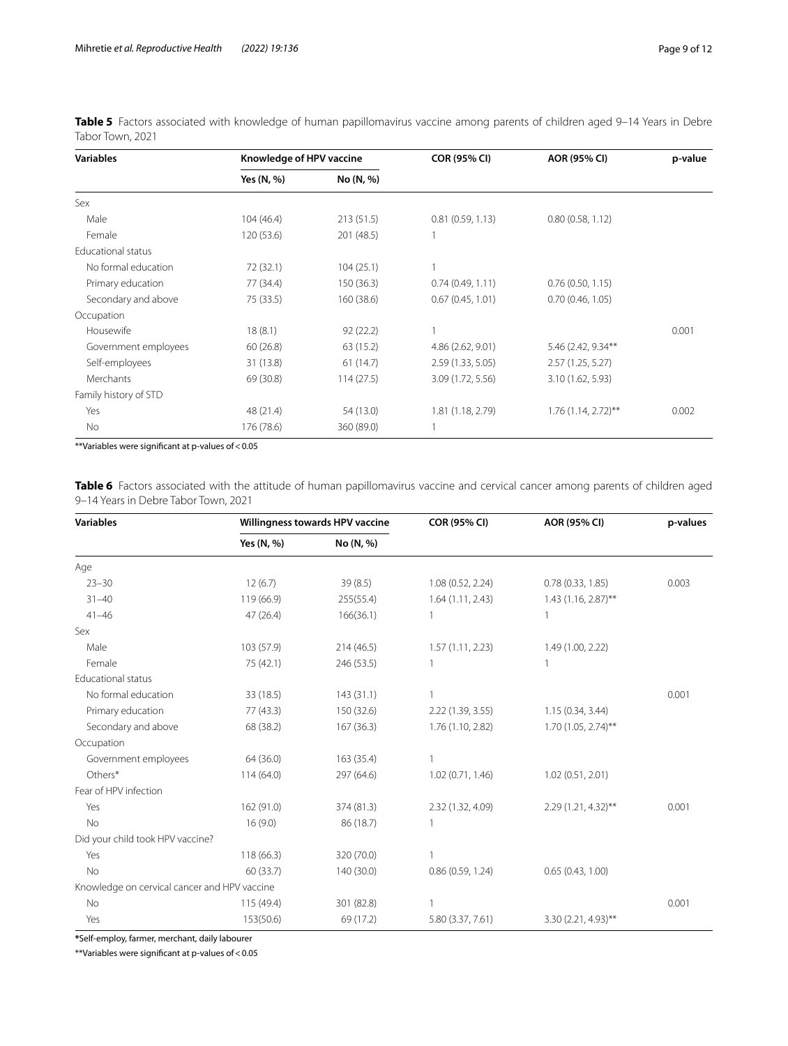**Table 5** Factors associated with knowledge of human papillomavirus vaccine among parents of children aged 9–14 Years in Debre Tabor Town, 2021

| Variables | Knowledge of HPV vaccine | | COR (95% CI) | AOR (95% CI) | p-value |
|---|---|---|---|---|---|
| | Yes (N, %) | No (N, %) | | | |
| Sex | | | | | |
| Male | 104 (46.4) | 213 (51.5) | 0.81 (0.59, 1.13) | 0.80 (0.58, 1.12) | |
| Female | 120 (53.6) | 201 (48.5) | 1 | | |
| Educational status | | | | | |
| No formal education | 72 (32.1) | 104 (25.1) | 1 | | |
| Primary education | 77 (34.4) | 150 (36.3) | 0.74 (0.49, 1.11) | 0.76 (0.50, 1.15) | |
| Secondary and above | 75 (33.5) | 160 (38.6) | 0.67 (0.45, 1.01) | 0.70 (0.46, 1.05) | |
| Occupation | | | | | |
| Housewife | 18 (8.1) | 92 (22.2) | 1 | | 0.001 |
| Government employees | 60 (26.8) | 63 (15.2) | 4.86 (2.62, 9.01) | 5.46 (2.42, 9.34** | |
| Self-employees | 31 (13.8) | 61 (14.7) | 2.59 (1.33, 5.05) | 2.57 (1.25, 5.27) | |
| Merchants | 69 (30.8) | 114 (27.5) | 3.09 (1.72, 5.56) | 3.10 (1.62, 5.93) | |
| Family history of STD | | | | | |
| Yes | 48 (21.4) | 54 (13.0) | 1.81 (1.18, 2.79) | 1.76 (1.14, 2.72)** | 0.002 |
| No | 176 (78.6) | 360 (89.0) | 1 | | |

**Variables were significant at p-values of < 0.05

**Table 6** Factors associated with the attitude of human papillomavirus vaccine and cervical cancer among parents of children aged 9–14 Years in Debre Tabor Town, 2021

| Variables | Willingness towards HPV vaccine | | COR (95% CI) | AOR (95% CI) | p-values |
|---|---|---|---|---|---|
| | Yes (N, %) | No (N, %) | | | |
| Age | | | | | |
| 23–30 | 12 (6.7) | 39 (8.5) | 1.08 (0.52, 2.24) | 0.78 (0.33, 1.85) | 0.003 |
| 31–40 | 119 (66.9) | 255(55.4) | 1.64 (1.11, 2.43) | 1.43 (1.16, 2.87)** | |
| 41–46 | 47 (26.4) | 166(36.1) | 1 | 1 | |
| Sex | | | | | |
| Male | 103 (57.9) | 214 (46.5) | 1.57 (1.11, 2.23) | 1.49 (1.00, 2.22) | |
| Female | 75 (42.1) | 246 (53.5) | 1 | 1 | |
| Educational status | | | | | |
| No formal education | 33 (18.5) | 143 (31.1) | 1 | | 0.001 |
| Primary education | 77 (43.3) | 150 (32.6) | 2.22 (1.39, 3.55) | 1.15 (0.34, 3.44) | |
| Secondary and above | 68 (38.2) | 167 (36.3) | 1.76 (1.10, 2.82) | 1.70 (1.05, 2.74)** | |
| Occupation | | | | | |
| Government employees | 64 (36.0) | 163 (35.4) | 1 | | |
| Others* | 114 (64.0) | 297 (64.6) | 1.02 (0.71, 1.46) | 1.02 (0.51, 2.01) | |
| Fear of HPV infection | | | | | |
| Yes | 162 (91.0) | 374 (81.3) | 2.32 (1.32, 4.09) | 2.29 (1.21, 4.32)** | 0.001 |
| No | 16 (9.0) | 86 (18.7) | 1 | | |
| Did your child took HPV vaccine? | | | | | |
| Yes | 118 (66.3) | 320 (70.0) | 1 | | |
| No | 60 (33.7) | 140 (30.0) | 0.86 (0.59, 1.24) | 0.65 (0.43, 1.00) | |
| Knowledge on cervical cancer and HPV vaccine | | | | | |
| No | 115 (49.4) | 301 (82.8) | 1 | | 0.001 |
| Yes | 153(50.6) | 69 (17.2) | 5.80 (3.37, 7.61) | 3.30 (2.21, 4.93)** | |

*Self-employ, farmer, merchant, daily labourer

**Variables were significant at p-values of < 0.05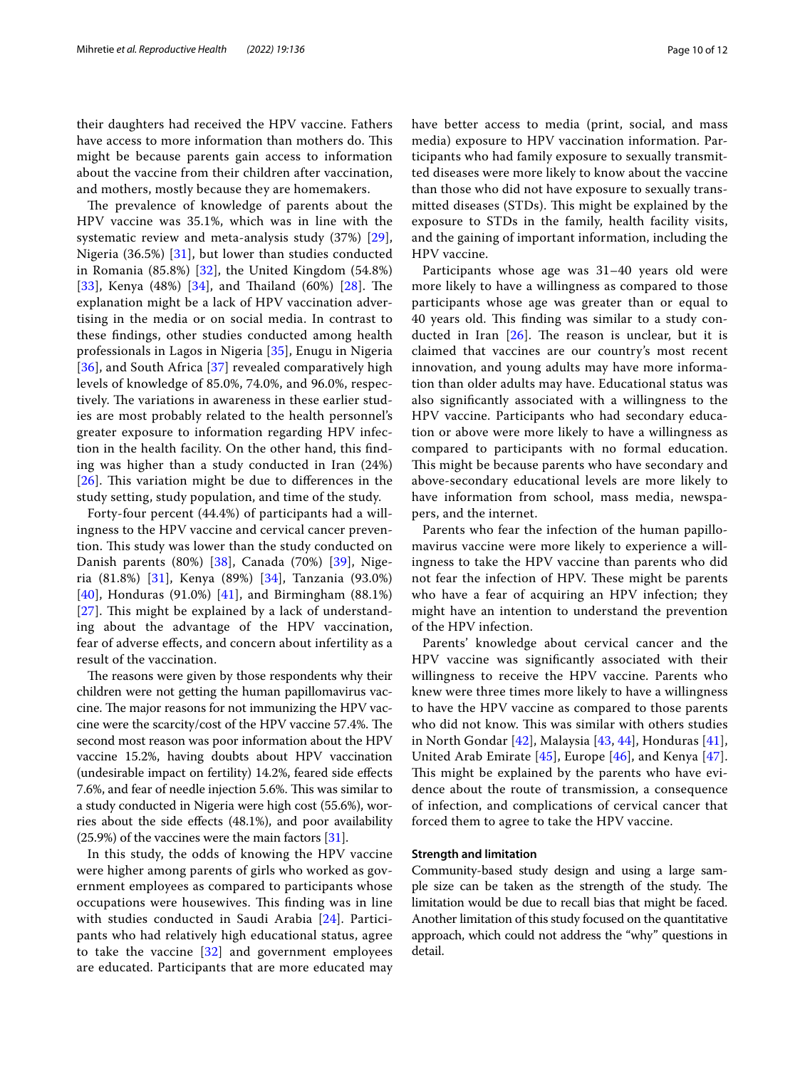their daughters had received the HPV vaccine. Fathers have access to more information than mothers do. This might be because parents gain access to information about the vaccine from their children after vaccination, and mothers, mostly because they are homemakers.

The prevalence of knowledge of parents about the HPV vaccine was 35.1%, which was in line with the systematic review and meta-analysis study (37%) [29], Nigeria (36.5%) [31], but lower than studies conducted in Romania (85.8%) [32], the United Kingdom (54.8%) [33], Kenya (48%) [34], and Thailand (60%) [28]. The explanation might be a lack of HPV vaccination advertising in the media or on social media. In contrast to these findings, other studies conducted among health professionals in Lagos in Nigeria [35], Enugu in Nigeria [36], and South Africa [37] revealed comparatively high levels of knowledge of 85.0%, 74.0%, and 96.0%, respectively. The variations in awareness in these earlier studies are most probably related to the health personnel's greater exposure to information regarding HPV infection in the health facility. On the other hand, this finding was higher than a study conducted in Iran (24%) [26]. This variation might be due to differences in the study setting, study population, and time of the study.

Forty-four percent (44.4%) of participants had a willingness to the HPV vaccine and cervical cancer prevention. This study was lower than the study conducted on Danish parents (80%) [38], Canada (70%) [39], Nigeria (81.8%) [31], Kenya (89%) [34], Tanzania (93.0%) [40], Honduras (91.0%) [41], and Birmingham (88.1%) [27]. This might be explained by a lack of understanding about the advantage of the HPV vaccination, fear of adverse effects, and concern about infertility as a result of the vaccination.

The reasons were given by those respondents why their children were not getting the human papillomavirus vaccine. The major reasons for not immunizing the HPV vaccine were the scarcity/cost of the HPV vaccine 57.4%. The second most reason was poor information about the HPV vaccine 15.2%, having doubts about HPV vaccination (undesirable impact on fertility) 14.2%, feared side effects 7.6%, and fear of needle injection 5.6%. This was similar to a study conducted in Nigeria were high cost (55.6%), worries about the side effects (48.1%), and poor availability (25.9%) of the vaccines were the main factors [31].

In this study, the odds of knowing the HPV vaccine were higher among parents of girls who worked as government employees as compared to participants whose occupations were housewives. This finding was in line with studies conducted in Saudi Arabia [24]. Participants who had relatively high educational status, agree to take the vaccine [32] and government employees are educated. Participants that are more educated may have better access to media (print, social, and mass media) exposure to HPV vaccination information. Participants who had family exposure to sexually transmitted diseases were more likely to know about the vaccine than those who did not have exposure to sexually transmitted diseases (STDs). This might be explained by the exposure to STDs in the family, health facility visits, and the gaining of important information, including the HPV vaccine.

Participants whose age was 31–40 years old were more likely to have a willingness as compared to those participants whose age was greater than or equal to 40 years old. This finding was similar to a study conducted in Iran [26]. The reason is unclear, but it is claimed that vaccines are our country's most recent innovation, and young adults may have more information than older adults may have. Educational status was also significantly associated with a willingness to the HPV vaccine. Participants who had secondary education or above were more likely to have a willingness as compared to participants with no formal education. This might be because parents who have secondary and above-secondary educational levels are more likely to have information from school, mass media, newspapers, and the internet.

Parents who fear the infection of the human papillomavirus vaccine were more likely to experience a willingness to take the HPV vaccine than parents who did not fear the infection of HPV. These might be parents who have a fear of acquiring an HPV infection; they might have an intention to understand the prevention of the HPV infection.

Parents' knowledge about cervical cancer and the HPV vaccine was significantly associated with their willingness to receive the HPV vaccine. Parents who knew were three times more likely to have a willingness to have the HPV vaccine as compared to those parents who did not know. This was similar with others studies in North Gondar [42], Malaysia [43, 44], Honduras [41], United Arab Emirate [45], Europe [46], and Kenya [47]. This might be explained by the parents who have evidence about the route of transmission, a consequence of infection, and complications of cervical cancer that forced them to agree to take the HPV vaccine.

#### Strength and limitation

Community-based study design and using a large sample size can be taken as the strength of the study. The limitation would be due to recall bias that might be faced. Another limitation of this study focused on the quantitative approach, which could not address the "why" questions in detail.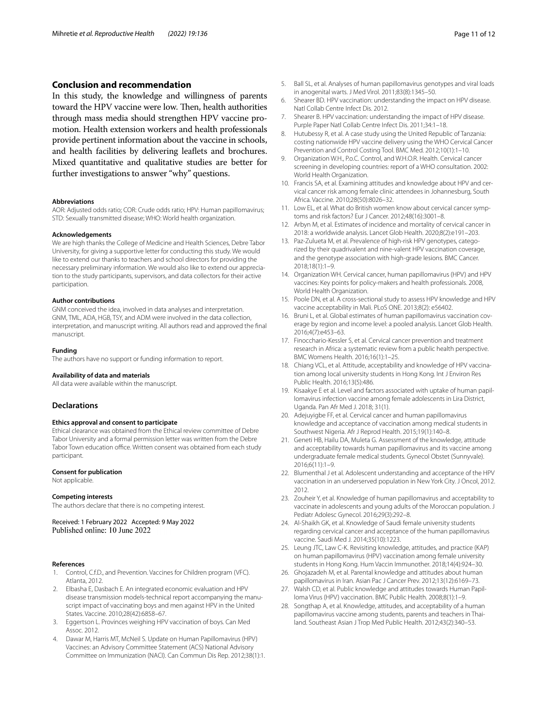## Conclusion and recommendation

In this study, the knowledge and willingness of parents toward the HPV vaccine were low. Then, health authorities through mass media should strengthen HPV vaccine promotion. Health extension workers and health professionals provide pertinent information about the vaccine in schools, and health facilities by delivering leaflets and brochures. Mixed quantitative and qualitative studies are better for further investigations to answer "why" questions.

#### Abbreviations

AOR: Adjusted odds ratio; COR: Crude odds ratio; HPV: Human papillomavirus; STD: Sexually transmitted disease; WHO: World health organization.

#### Acknowledgements

We are high thanks the College of Medicine and Health Sciences, Debre Tabor University, for giving a supportive letter for conducting this study. We would like to extend our thanks to teachers and school directors for providing the necessary preliminary information. We would also like to extend our appreciation to the study participants, supervisors, and data collectors for their active participation.

#### Author contributions

GNM conceived the idea, involved in data analyses and interpretation. GNM, TML, ADA, HGB, TSY, and ADM were involved in the data collection, interpretation, and manuscript writing. All authors read and approved the final manuscript.

#### Funding

The authors have no support or funding information to report.

#### Availability of data and materials

All data were available within the manuscript.

## Declarations

#### Ethics approval and consent to participate

Ethical clearance was obtained from the Ethical review committee of Debre Tabor University and a formal permission letter was written from the Debre Tabor Town education office. Written consent was obtained from each study participant.

#### Consent for publication

Not applicable.

#### Competing interests

The authors declare that there is no competing interest.

Received: 1 February 2022 Accepted: 9 May 2022
Published online: 10 June 2022

#### References

1. Control, C.f.D., and Prevention. Vaccines for Children program (VFC). Atlanta, 2012.
2. Elbasha E, Dasbach E. An integrated economic evaluation and HPV disease transmission models-technical report accompanying the manuscript impact of vaccinating boys and men against HPV in the United States. Vaccine. 2010;28(42):6858–67.
3. Eggertson L. Provinces weighing HPV vaccination of boys. Can Med Assoc. 2012.
4. Dawar M, Harris MT, McNeil S. Update on Human Papillomavirus (HPV) Vaccines: an Advisory Committee Statement (ACS) National Advisory Committee on Immunization (NACI). Can Commun Dis Rep. 2012;38(1):1.
5. Ball SL, et al. Analyses of human papillomavirus genotypes and viral loads in anogenital warts. J Med Virol. 2011;83(8):1345–50.
6. Shearer BD. HPV vaccination: understanding the impact on HPV disease. Natl Collab Centre Infect Dis. 2012.
7. Shearer B. HPV vaccination: understanding the impact of HPV disease. Purple Paper Natl Collab Centre Infect Dis. 2011;34:1–18.
8. Hutubessy R, et al. A case study using the United Republic of Tanzania: costing nationwide HPV vaccine delivery using the WHO Cervical Cancer Prevention and Control Costing Tool. BMC Med. 2012;10(1):1–10.
9. Organization W.H., P.o.C. Control, and W.H.O.R. Health. Cervical cancer screening in developing countries: report of a WHO consultation. 2002: World Health Organization.
10. Francis SA, et al. Examining attitudes and knowledge about HPV and cervical cancer risk among female clinic attendees in Johannesburg, South Africa. Vaccine. 2010;28(50):8026–32.
11. Low EL, et al. What do British women know about cervical cancer symptoms and risk factors? Eur J Cancer. 2012;48(16):3001–8.
12. Arbyn M, et al. Estimates of incidence and mortality of cervical cancer in 2018: a worldwide analysis. Lancet Glob Health. 2020;8(2):e191–203.
13. Paz-Zulueta M, et al. Prevalence of high-risk HPV genotypes, categorized by their quadrivalent and nine-valent HPV vaccination coverage, and the genotype association with high-grade lesions. BMC Cancer. 2018;18(1):1–9.
14. Organization WH. Cervical cancer, human papillomavirus (HPV) and HPV vaccines: Key points for policy-makers and health professionals. 2008, World Health Organization.
15. Poole DN, et al. A cross-sectional study to assess HPV knowledge and HPV vaccine acceptability in Mali. PLoS ONE. 2013;8(2): e56402.
16. Bruni L, et al. Global estimates of human papillomavirus vaccination coverage by region and income level: a pooled analysis. Lancet Glob Health. 2016;4(7):e453–63.
17. Finocchario-Kessler S, et al. Cervical cancer prevention and treatment research in Africa: a systematic review from a public health perspective. BMC Womens Health. 2016;16(1):1–25.
18. Chiang VCL, et al. Attitude, acceptability and knowledge of HPV vaccination among local university students in Hong Kong. Int J Environ Res Public Health. 2016;13(5):486.
19. Kisaakye E et al. Level and factors associated with uptake of human papillomavirus infection vaccine among female adolescents in Lira District, Uganda. Pan Afr Med J. 2018; 31(1).
20. Adejuyigbe FF, et al. Cervical cancer and human papillomavirus knowledge and acceptance of vaccination among medical students in Southwest Nigeria. Afr J Reprod Health. 2015;19(1):140–8.
21. Geneti HB, Hailu DA, Muleta G. Assessment of the knowledge, attitude and acceptability towards human papillomavirus and its vaccine among undergraduate female medical students. Gynecol Obstet (Sunnyvale). 2016;6(11):1–9.
22. Blumenthal J et al. Adolescent understanding and acceptance of the HPV vaccination in an underserved population in New York City. J Oncol, 2012. 2012.
23. Zouheir Y, et al. Knowledge of human papillomavirus and acceptability to vaccinate in adolescents and young adults of the Moroccan population. J Pediatr Adolesc Gynecol. 2016;29(3):292–8.
24. Al-Shaikh GK, et al. Knowledge of Saudi female university students regarding cervical cancer and acceptance of the human papillomavirus vaccine. Saudi Med J. 2014;35(10):1223.
25. Leung JTC, Law C-K. Revisiting knowledge, attitudes, and practice (KAP) on human papillomavirus (HPV) vaccination among female university students in Hong Kong. Hum Vaccin Immunother. 2018;14(4):924–30.
26. Ghojazadeh M, et al. Parental knowledge and attitudes about human papillomavirus in Iran. Asian Pac J Cancer Prev. 2012;13(12):6169–73.
27. Walsh CD, et al. Public knowledge and attitudes towards Human Papilloma Virus (HPV) vaccination. BMC Public Health. 2008;8(1):1–9.
28. Songthap A, et al. Knowledge, attitudes, and acceptability of a human papillomavirus vaccine among students, parents and teachers in Thailand. Southeast Asian J Trop Med Public Health. 2012;43(2):340–53.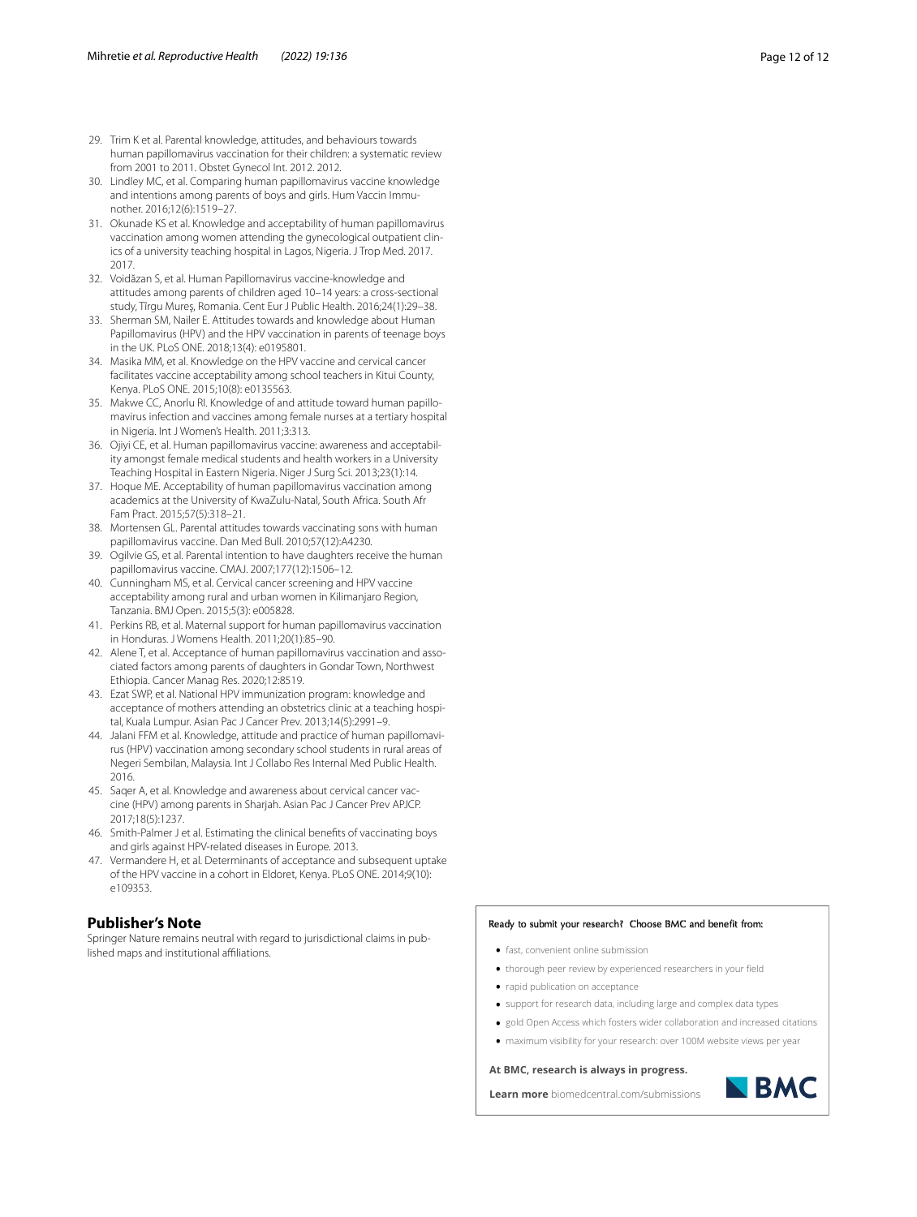29. Trim K et al. Parental knowledge, attitudes, and behaviours towards human papillomavirus vaccination for their children: a systematic review from 2001 to 2011. Obstet Gynecol Int. 2012. 2012.
30. Lindley MC, et al. Comparing human papillomavirus vaccine knowledge and intentions among parents of boys and girls. Hum Vaccin Immunother. 2016;12(6):1519–27.
31. Okunade KS et al. Knowledge and acceptability of human papillomavirus vaccination among women attending the gynecological outpatient clinics of a university teaching hospital in Lagos, Nigeria. J Trop Med. 2017. 2017.
32. Voidăzan S, et al. Human Papillomavirus vaccine-knowledge and attitudes among parents of children aged 10–14 years: a cross-sectional study, Tîrgu Mureş, Romania. Cent Eur J Public Health. 2016;24(1):29–38.
33. Sherman SM, Nailer E. Attitudes towards and knowledge about Human Papillomavirus (HPV) and the HPV vaccination in parents of teenage boys in the UK. PLoS ONE. 2018;13(4): e0195801.
34. Masika MM, et al. Knowledge on the HPV vaccine and cervical cancer facilitates vaccine acceptability among school teachers in Kitui County, Kenya. PLoS ONE. 2015;10(8): e0135563.
35. Makwe CC, Anorlu RI. Knowledge of and attitude toward human papillomavirus infection and vaccines among female nurses at a tertiary hospital in Nigeria. Int J Women's Health. 2011;3:313.
36. Ojiyi CE, et al. Human papillomavirus vaccine: awareness and acceptability amongst female medical students and health workers in a University Teaching Hospital in Eastern Nigeria. Niger J Surg Sci. 2013;23(1):14.
37. Hoque ME. Acceptability of human papillomavirus vaccination among academics at the University of KwaZulu-Natal, South Africa. South Afr Fam Pract. 2015;57(5):318–21.
38. Mortensen GL. Parental attitudes towards vaccinating sons with human papillomavirus vaccine. Dan Med Bull. 2010;57(12):A4230.
39. Ogilvie GS, et al. Parental intention to have daughters receive the human papillomavirus vaccine. CMAJ. 2007;177(12):1506–12.
40. Cunningham MS, et al. Cervical cancer screening and HPV vaccine acceptability among rural and urban women in Kilimanjaro Region, Tanzania. BMJ Open. 2015;5(3): e005828.
41. Perkins RB, et al. Maternal support for human papillomavirus vaccination in Honduras. J Womens Health. 2011;20(1):85–90.
42. Alene T, et al. Acceptance of human papillomavirus vaccination and associated factors among parents of daughters in Gondar Town, Northwest Ethiopia. Cancer Manag Res. 2020;12:8519.
43. Ezat SWP, et al. National HPV immunization program: knowledge and acceptance of mothers attending an obstetrics clinic at a teaching hospital, Kuala Lumpur. Asian Pac J Cancer Prev. 2013;14(5):2991–9.
44. Jalani FFM et al. Knowledge, attitude and practice of human papillomavirus (HPV) vaccination among secondary school students in rural areas of Negeri Sembilan, Malaysia. Int J Collabo Res Internal Med Public Health. 2016.
45. Saqer A, et al. Knowledge and awareness about cervical cancer vaccine (HPV) among parents in Sharjah. Asian Pac J Cancer Prev APJCP. 2017;18(5):1237.
46. Smith-Palmer J et al. Estimating the clinical benefits of vaccinating boys and girls against HPV-related diseases in Europe. 2013.
47. Vermandere H, et al. Determinants of acceptance and subsequent uptake of the HPV vaccine in a cohort in Eldoret, Kenya. PLoS ONE. 2014;9(10): e109353.

## Publisher's Note

Springer Nature remains neutral with regard to jurisdictional claims in published maps and institutional affiliations.

Ready to submit your research? Choose BMC and benefit from:

- fast, convenient online submission
- thorough peer review by experienced researchers in your field
- rapid publication on acceptance
- support for research data, including large and complex data types
- gold Open Access which fosters wider collaboration and increased citations
- maximum visibility for your research: over 100M website views per year

**At BMC, research is always in progress.**

**Learn more** biomedcentral.com/submissions

BMC